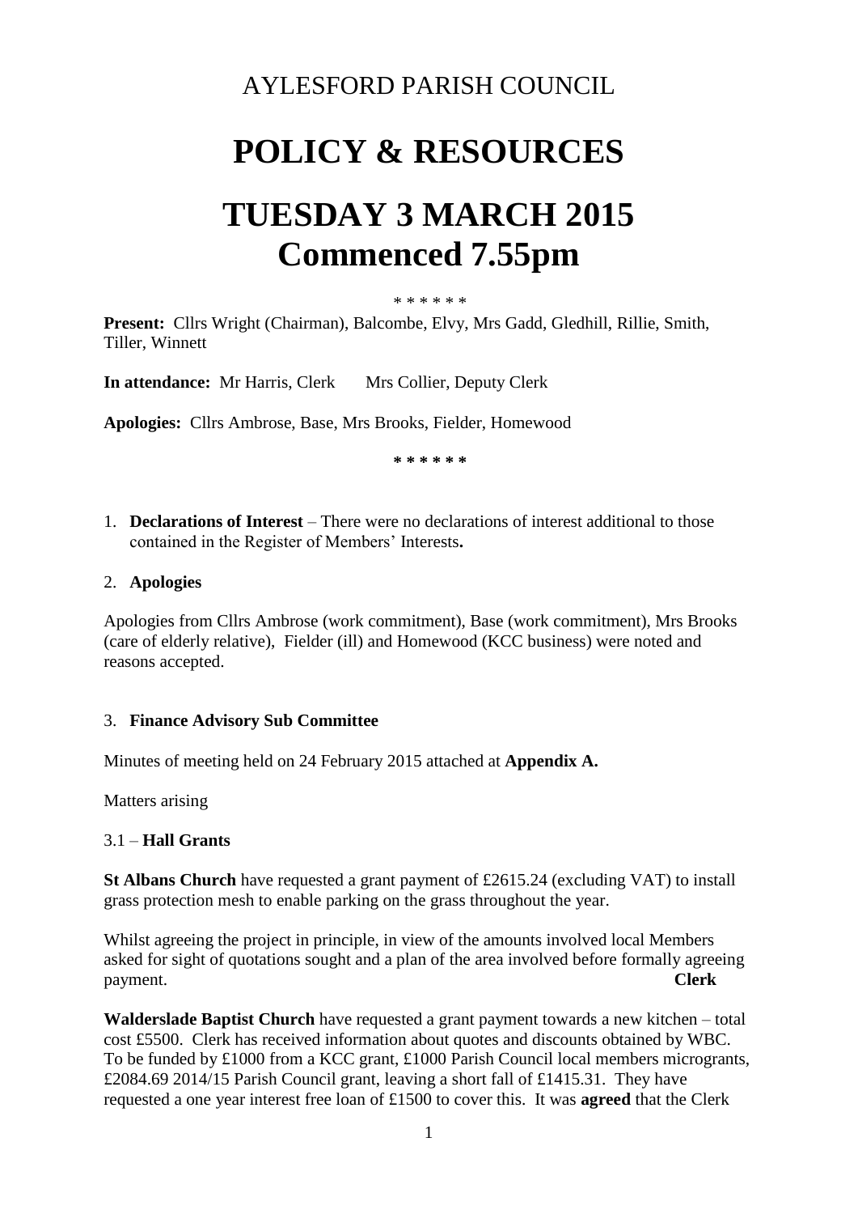# AYLESFORD PARISH COUNCIL

# POLICY & RESOURCES

# TUESDAY 3 MARCH 2015
# Commenced 7.55pm

\* \* \* \* \* \*

**Present:** Cllrs Wright (Chairman), Balcombe, Elvy, Mrs Gadd, Gledhill, Rillie, Smith, Tiller, Winnett

**In attendance:** Mr Harris, Clerk Mrs Collier, Deputy Clerk

**Apologies:** Cllrs Ambrose, Base, Mrs Brooks, Fielder, Homewood

**\* \* \* \* \* \***

1. **Declarations of Interest** – There were no declarations of interest additional to those contained in the Register of Members' Interests**.**

2. **Apologies**

Apologies from Cllrs Ambrose (work commitment), Base (work commitment), Mrs Brooks (care of elderly relative), Fielder (ill) and Homewood (KCC business) were noted and reasons accepted.

3. **Finance Advisory Sub Committee**

Minutes of meeting held on 24 February 2015 attached at **Appendix A.**

Matters arising

3.1 – **Hall Grants**

**St Albans Church** have requested a grant payment of £2615.24 (excluding VAT) to install grass protection mesh to enable parking on the grass throughout the year.

Whilst agreeing the project in principle, in view of the amounts involved local Members asked for sight of quotations sought and a plan of the area involved before formally agreeing payment. **Clerk**

**Walderslade Baptist Church** have requested a grant payment towards a new kitchen – total cost £5500. Clerk has received information about quotes and discounts obtained by WBC. To be funded by £1000 from a KCC grant, £1000 Parish Council local members microgrants, £2084.69 2014/15 Parish Council grant, leaving a short fall of £1415.31. They have requested a one year interest free loan of £1500 to cover this. It was **agreed** that the Clerk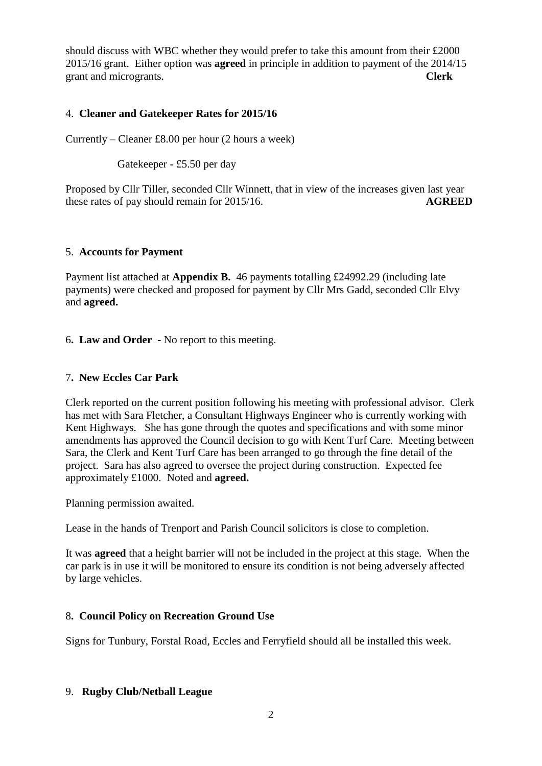should discuss with WBC whether they would prefer to take this amount from their £2000 2015/16 grant. Either option was **agreed** in principle in addition to payment of the 2014/15 grant and microgrants. **Clerk**

4. **Cleaner and Gatekeeper Rates for 2015/16**

Currently – Cleaner £8.00 per hour (2 hours a week)

Gatekeeper - £5.50 per day

Proposed by Cllr Tiller, seconded Cllr Winnett, that in view of the increases given last year these rates of pay should remain for 2015/16. **AGREED**

5. **Accounts for Payment**

Payment list attached at **Appendix B.** 46 payments totalling £24992.29 (including late payments) were checked and proposed for payment by Cllr Mrs Gadd, seconded Cllr Elvy and **agreed.**

6**. Law and Order -** No report to this meeting.

7**. New Eccles Car Park**

Clerk reported on the current position following his meeting with professional advisor. Clerk has met with Sara Fletcher, a Consultant Highways Engineer who is currently working with Kent Highways. She has gone through the quotes and specifications and with some minor amendments has approved the Council decision to go with Kent Turf Care. Meeting between Sara, the Clerk and Kent Turf Care has been arranged to go through the fine detail of the project. Sara has also agreed to oversee the project during construction. Expected fee approximately £1000. Noted and **agreed.**

Planning permission awaited.

Lease in the hands of Trenport and Parish Council solicitors is close to completion.

It was **agreed** that a height barrier will not be included in the project at this stage. When the car park is in use it will be monitored to ensure its condition is not being adversely affected by large vehicles.

8**. Council Policy on Recreation Ground Use**

Signs for Tunbury, Forstal Road, Eccles and Ferryfield should all be installed this week.

9. **Rugby Club/Netball League**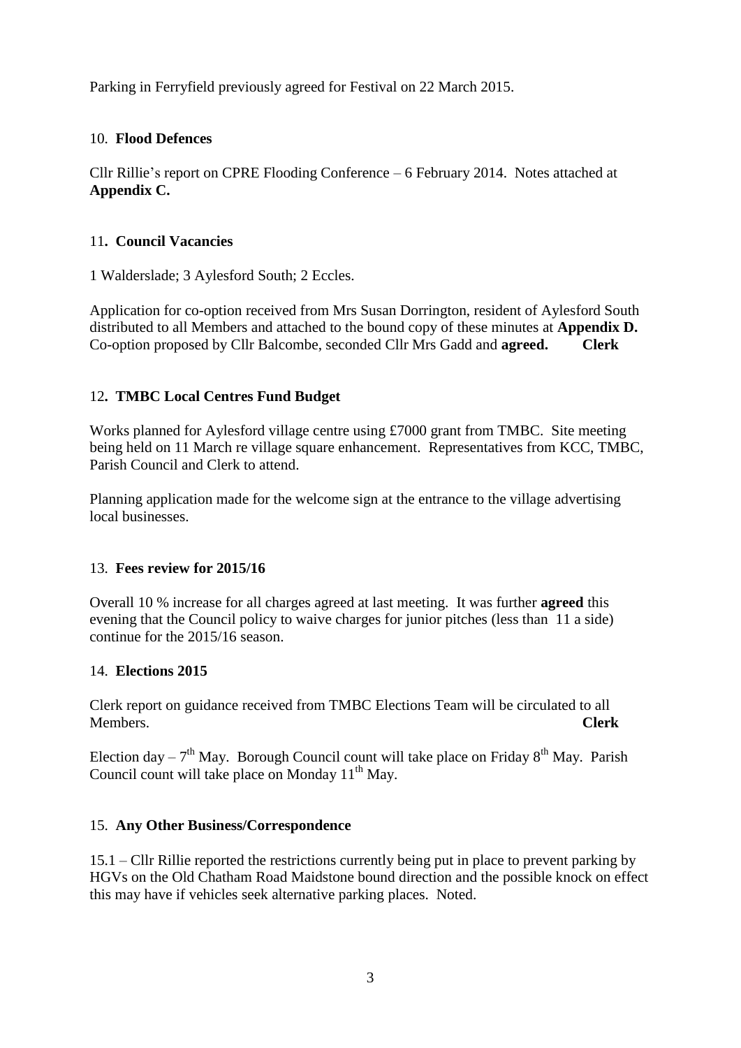Parking in Ferryfield previously agreed for Festival on 22 March 2015.

## 10. **Flood Defences**

Cllr Rillie's report on CPRE Flooding Conference – 6 February 2014. Notes attached at **Appendix C.**

## 11. **Council Vacancies**

1 Walderslade; 3 Aylesford South; 2 Eccles.

Application for co-option received from Mrs Susan Dorrington, resident of Aylesford South distributed to all Members and attached to the bound copy of these minutes at **Appendix D.** Co-option proposed by Cllr Balcombe, seconded Cllr Mrs Gadd and **agreed.** **Clerk**

## 12. **TMBC Local Centres Fund Budget**

Works planned for Aylesford village centre using £7000 grant from TMBC. Site meeting being held on 11 March re village square enhancement. Representatives from KCC, TMBC, Parish Council and Clerk to attend.

Planning application made for the welcome sign at the entrance to the village advertising local businesses.

## 13. **Fees review for 2015/16**

Overall 10 % increase for all charges agreed at last meeting. It was further **agreed** this evening that the Council policy to waive charges for junior pitches (less than 11 a side) continue for the 2015/16 season.

## 14. **Elections 2015**

Clerk report on guidance received from TMBC Elections Team will be circulated to all Members. **Clerk**

Election day – 7th May. Borough Council count will take place on Friday 8th May. Parish Council count will take place on Monday 11th May.

## 15. **Any Other Business/Correspondence**

15.1 – Cllr Rillie reported the restrictions currently being put in place to prevent parking by HGVs on the Old Chatham Road Maidstone bound direction and the possible knock on effect this may have if vehicles seek alternative parking places. Noted.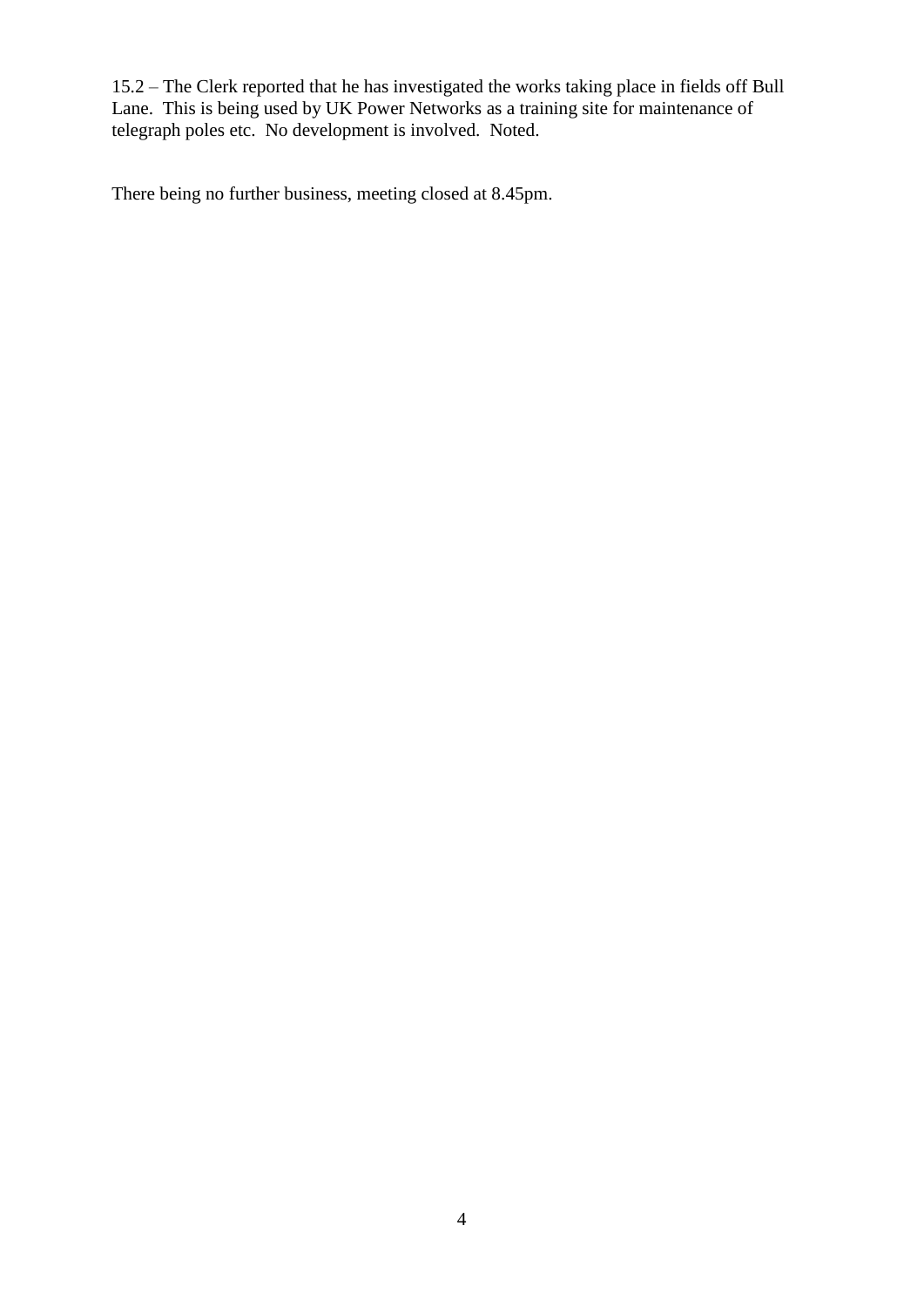15.2 – The Clerk reported that he has investigated the works taking place in fields off Bull Lane. This is being used by UK Power Networks as a training site for maintenance of telegraph poles etc. No development is involved. Noted.

There being no further business, meeting closed at 8.45pm.